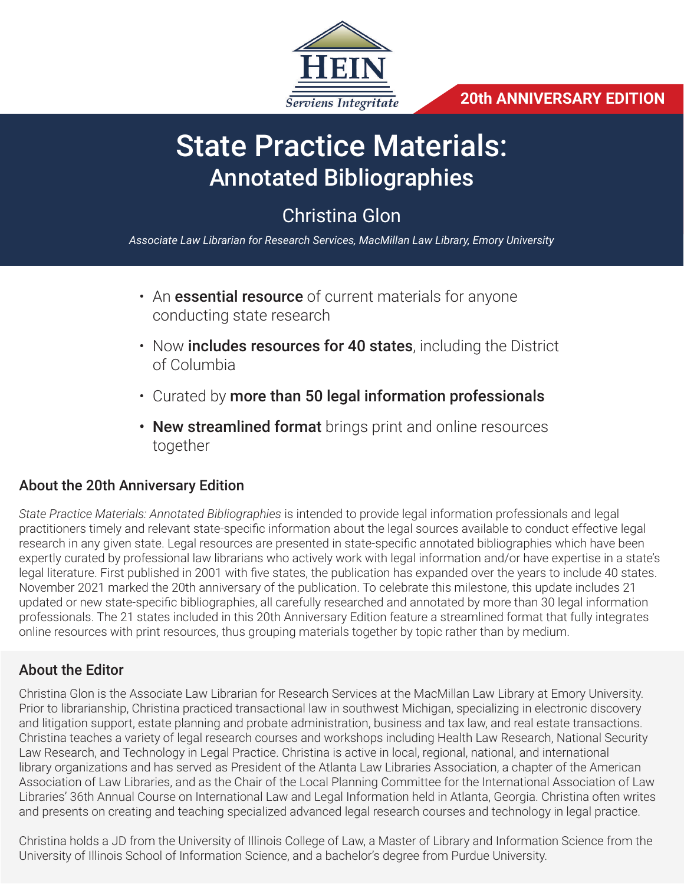HEIN

*Serviens Integritate*

**20th ANNIVERSARY EDITION**

# State Practice Materials:
## Annotated Bibliographies

Christina Glon

*Associate Law Librarian for Research Services, MacMillan Law Library, Emory University*

- An **essential resource** of current materials for anyone conducting state research
- Now **includes resources for 40 states**, including the District of Columbia
- Curated by **more than 50 legal information professionals**
- **New streamlined format** brings print and online resources together

### About the 20th Anniversary Edition

*State Practice Materials: Annotated Bibliographies* is intended to provide legal information professionals and legal practitioners timely and relevant state-specific information about the legal sources available to conduct effective legal research in any given state. Legal resources are presented in state-specific annotated bibliographies which have been expertly curated by professional law librarians who actively work with legal information and/or have expertise in a state's legal literature. First published in 2001 with five states, the publication has expanded over the years to include 40 states. November 2021 marked the 20th anniversary of the publication. To celebrate this milestone, this update includes 21 updated or new state-specific bibliographies, all carefully researched and annotated by more than 30 legal information professionals. The 21 states included in this 20th Anniversary Edition feature a streamlined format that fully integrates online resources with print resources, thus grouping materials together by topic rather than by medium.

### About the Editor

Christina Glon is the Associate Law Librarian for Research Services at the MacMillan Law Library at Emory University. Prior to librarianship, Christina practiced transactional law in southwest Michigan, specializing in electronic discovery and litigation support, estate planning and probate administration, business and tax law, and real estate transactions. Christina teaches a variety of legal research courses and workshops including Health Law Research, National Security Law Research, and Technology in Legal Practice. Christina is active in local, regional, national, and international library organizations and has served as President of the Atlanta Law Libraries Association, a chapter of the American Association of Law Libraries, and as the Chair of the Local Planning Committee for the International Association of Law Libraries' 36th Annual Course on International Law and Legal Information held in Atlanta, Georgia. Christina often writes and presents on creating and teaching specialized advanced legal research courses and technology in legal practice.

Christina holds a JD from the University of Illinois College of Law, a Master of Library and Information Science from the University of Illinois School of Information Science, and a bachelor's degree from Purdue University.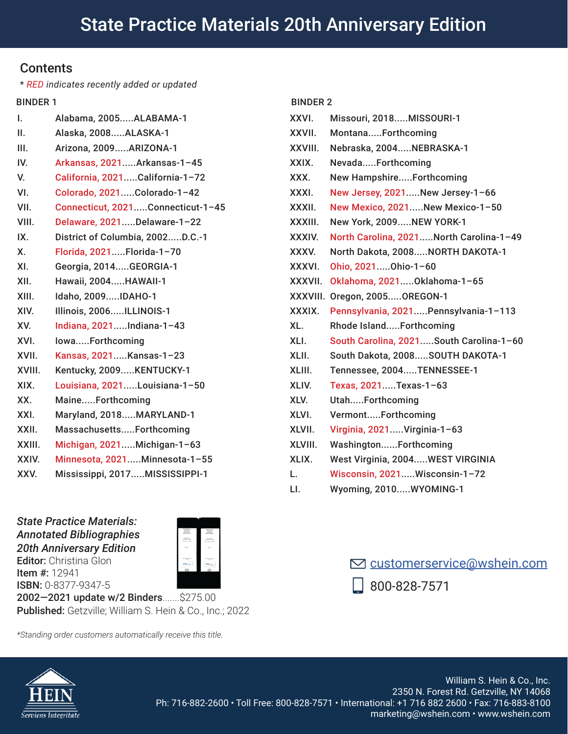# State Practice Materials 20th Anniversary Edition

## Contents

* *RED indicates recently added or updated*

BINDER 1

| | |
|---|---|
| I. | Alabama, 2005.....ALABAMA-1 |
| II. | Alaska, 2008.....ALASKA-1 |
| III. | Arizona, 2009.....ARIZONA-1 |
| IV. | Arkansas, 2021.....Arkansas-1–45 |
| V. | California, 2021.....California-1–72 |
| VI. | Colorado, 2021.....Colorado-1–42 |
| VII. | Connecticut, 2021.....Connecticut-1–45 |
| VIII. | Delaware, 2021.....Delaware-1–22 |
| IX. | District of Columbia, 2002.....D.C.-1 |
| X. | Florida, 2021.....Florida-1–70 |
| XI. | Georgia, 2014.....GEORGIA-1 |
| XII. | Hawaii, 2004.....HAWAII-1 |
| XIII. | Idaho, 2009.....IDAHO-1 |
| XIV. | Illinois, 2006.....ILLINOIS-1 |
| XV. | Indiana, 2021.....Indiana-1–43 |
| XVI. | Iowa.....Forthcoming |
| XVII. | Kansas, 2021.....Kansas-1–23 |
| XVIII. | Kentucky, 2009.....KENTUCKY-1 |
| XIX. | Louisiana, 2021.....Louisiana-1–50 |
| XX. | Maine.....Forthcoming |
| XXI. | Maryland, 2018.....MARYLAND-1 |
| XXII. | Massachusetts.....Forthcoming |
| XXIII. | Michigan, 2021.....Michigan-1–63 |
| XXIV. | Minnesota, 2021.....Minnesota-1–55 |
| XXV. | Mississippi, 2017.....MISSISSIPPI-1 |

BINDER 2

| | |
|---|---|
| XXVI. | Missouri, 2018.....MISSOURI-1 |
| XXVII. | Montana.....Forthcoming |
| XXVIII. | Nebraska, 2004.....NEBRASKA-1 |
| XXIX. | Nevada.....Forthcoming |
| XXX. | New Hampshire.....Forthcoming |
| XXXI. | New Jersey, 2021.....New Jersey-1–66 |
| XXXII. | New Mexico, 2021.....New Mexico-1–50 |
| XXXIII. | New York, 2009.....NEW YORK-1 |
| XXXIV. | North Carolina, 2021.....North Carolina-1–49 |
| XXXV. | North Dakota, 2008.....NORTH DAKOTA-1 |
| XXXVI. | Ohio, 2021.....Ohio-1–60 |
| XXXVII. | Oklahoma, 2021.....Oklahoma-1–65 |
| XXXVIII. | Oregon, 2005.....OREGON-1 |
| XXXIX. | Pennsylvania, 2021.....Pennsylvania-1–113 |
| XL. | Rhode Island.....Forthcoming |
| XLI. | South Carolina, 2021.....South Carolina-1–60 |
| XLII. | South Dakota, 2008.....SOUTH DAKOTA-1 |
| XLIII. | Tennessee, 2004.....TENNESSEE-1 |
| XLIV. | Texas, 2021.....Texas-1–63 |
| XLV. | Utah.....Forthcoming |
| XLVI. | Vermont.....Forthcoming |
| XLVII. | Virginia, 2021.....Virginia-1–63 |
| XLVIII. | Washington......Forthcoming |
| XLIX. | West Virginia, 2004.....WEST VIRGINIA |
| L. | Wisconsin, 2021.....Wisconsin-1–72 |
| LI. | Wyoming, 2010.....WYOMING-1 |

***State Practice Materials: Annotated Bibliographies 20th Anniversary Edition***
**Editor:** Christina Glon
**Item #:** 12941
**ISBN:** 0-8377-9347-5
**2002—2021 update w/2 Binders**.......$275.00
**Published:** Getzville; William S. Hein & Co., Inc.; 2022

customerservice@wshein.com

800-828-7571

*\*Standing order customers automatically receive this title.*

HEIN
Serviens Integritate

William S. Hein & Co., Inc.
2350 N. Forest Rd. Getzville, NY 14068
Ph: 716-882-2600 • Toll Free: 800-828-7571 • International: +1 716 882 2600 • Fax: 716-883-8100
marketing@wshein.com • www.wshein.com